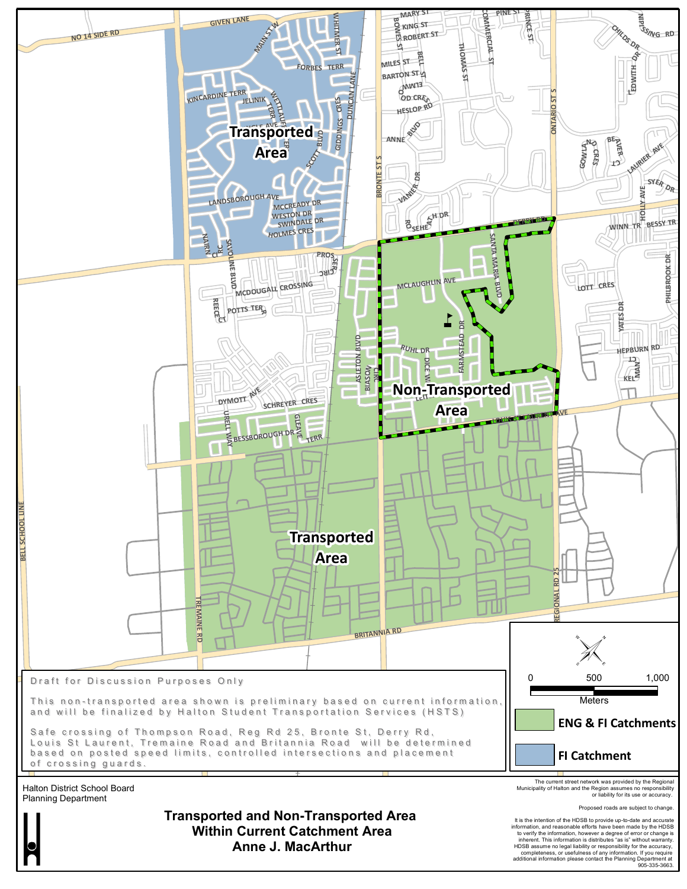# Transported and Non-Transported Area Within Current Catchment Area Anne J. MacArthur

Halton District School Board
Planning Department

Transported Area

Non-Transported Area

Transported Area

Draft for Discussion Purposes Only

This non-transported area shown is preliminary based on current information, and will be finalized by Halton Student Transportation Services (HSTS)

Safe crossing of Thompson Road, Reg Rd 25, Bronte St, Derry Rd, Louis St Laurent, Tremaine Road and Britannia Road will be determined based on posted speed limits, controlled intersections and placement of crossing guards.

0 500 1,000
Meters

ENG & FI Catchments

FI Catchment

The current street network was provided by the Regional Municipality of Halton and the Region assumes no responsibility or liability for its use or accuracy.

Proposed roads are subject to change.

It is the intention of the HDSB to provide up-to-date and accurate information, and reasonable efforts have been made by the HDSB to verify the information, however a degree of error or change is inherent. This information is distributes "as is" without warranty. HDSB assume no legal liability or responsibility for the accuracy, completeness, or usefulness of any information. If you require additional information please contact the Planning Department at 905-335-3663.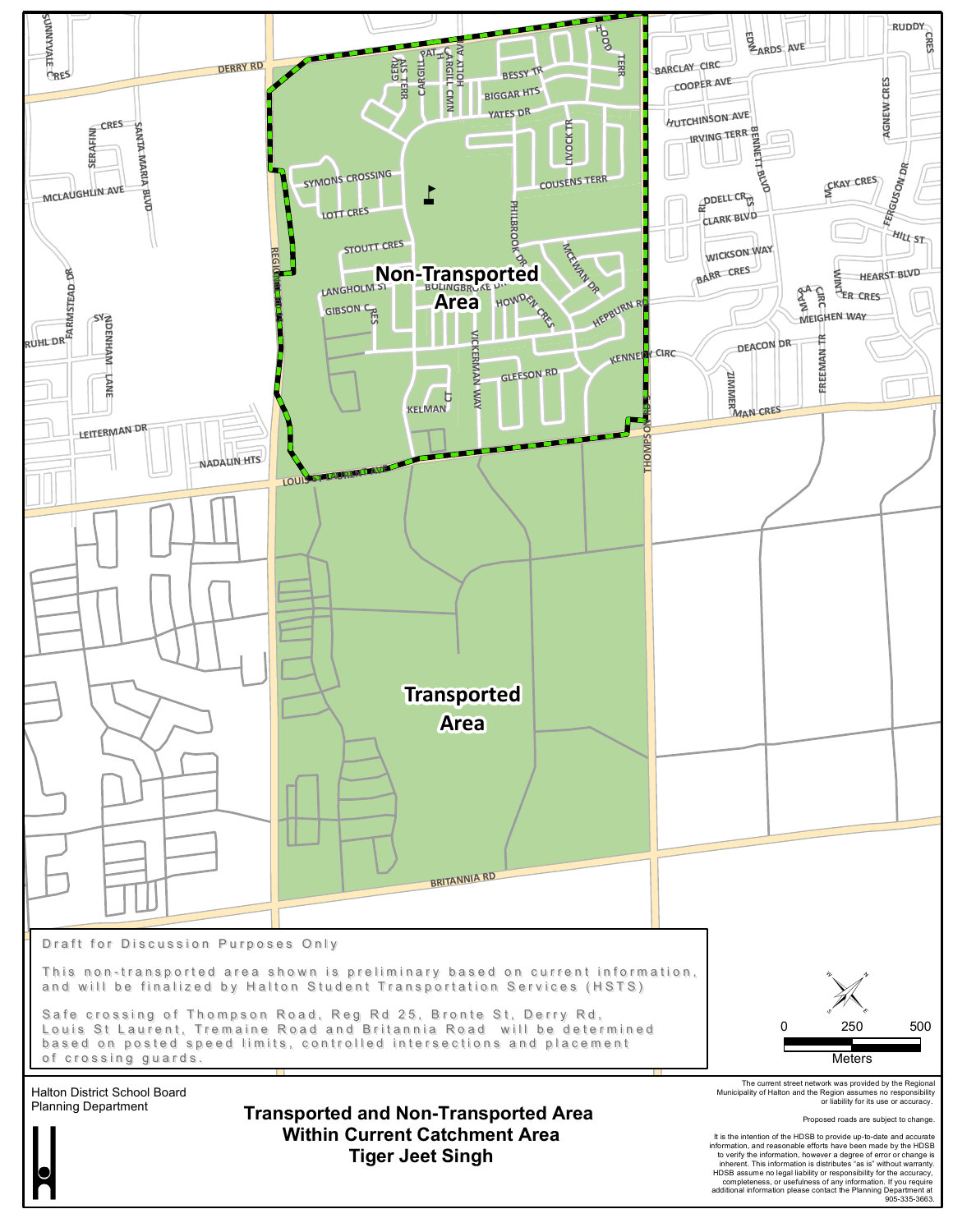**Non-Transported Area**

**Transported Area**

Draft for Discussion Purposes Only

This non-transported area shown is preliminary based on current information, and will be finalized by Halton Student Transportation Services (HSTS)

Safe crossing of Thompson Road, Reg Rd 25, Bronte St, Derry Rd, Louis St Laurent, Tremaine Road and Britannia Road will be determined based on posted speed limits, controlled intersections and placement of crossing guards.

0 250 500

Meters

Halton District School Board
Planning Department

# Transported and Non-Transported Area Within Current Catchment Area Tiger Jeet Singh

The current street network was provided by the Regional Municipality of Halton and the Region assumes no responsibility or liability for its use or accuracy.

Proposed roads are subject to change.

It is the intention of the HDSB to provide up-to-date and accurate information, and reasonable efforts have been made by the HDSB to verify the information, however a degree of error or change is inherent. This information is distributes "as is" without warranty. HDSB assume no legal liability or responsibility for the accuracy, completeness, or usefulness of any information. If you require additional information please contact the Planning Department at 905-335-3663.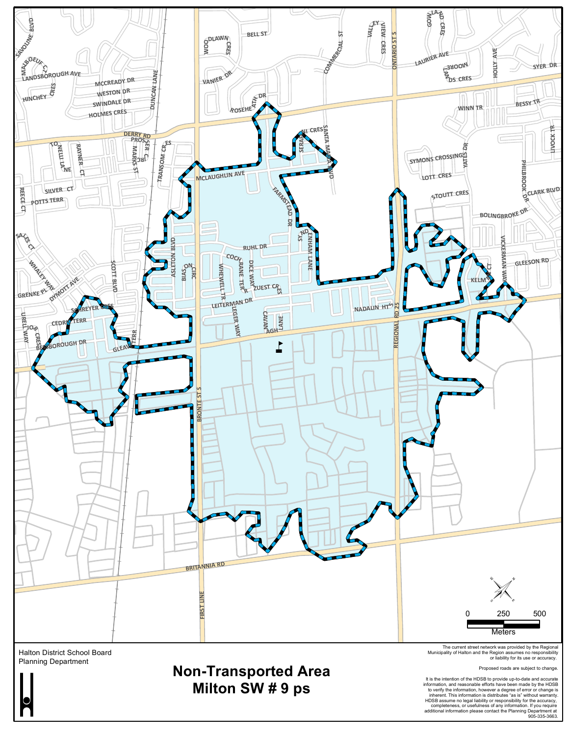Halton District School Board
Planning Department

# Non-Transported Area
# Milton SW # 9 ps

0 250 500
Meters

The current street network was provided by the Regional Municipality of Halton and the Region assumes no responsibility or liability for its use or accuracy.

Proposed roads are subject to change.

It is the intention of the HDSB to provide up-to-date and accurate information, and reasonable efforts have been made by the HDSB to verify the information, however a degree of error or change is inherent. This information is distributes "as is" without warranty. HDSB assume no legal liability or responsibility for the accuracy, completeness, or usefulness of any information. If you require additional information please contact the Planning Department at 905-335-3663.